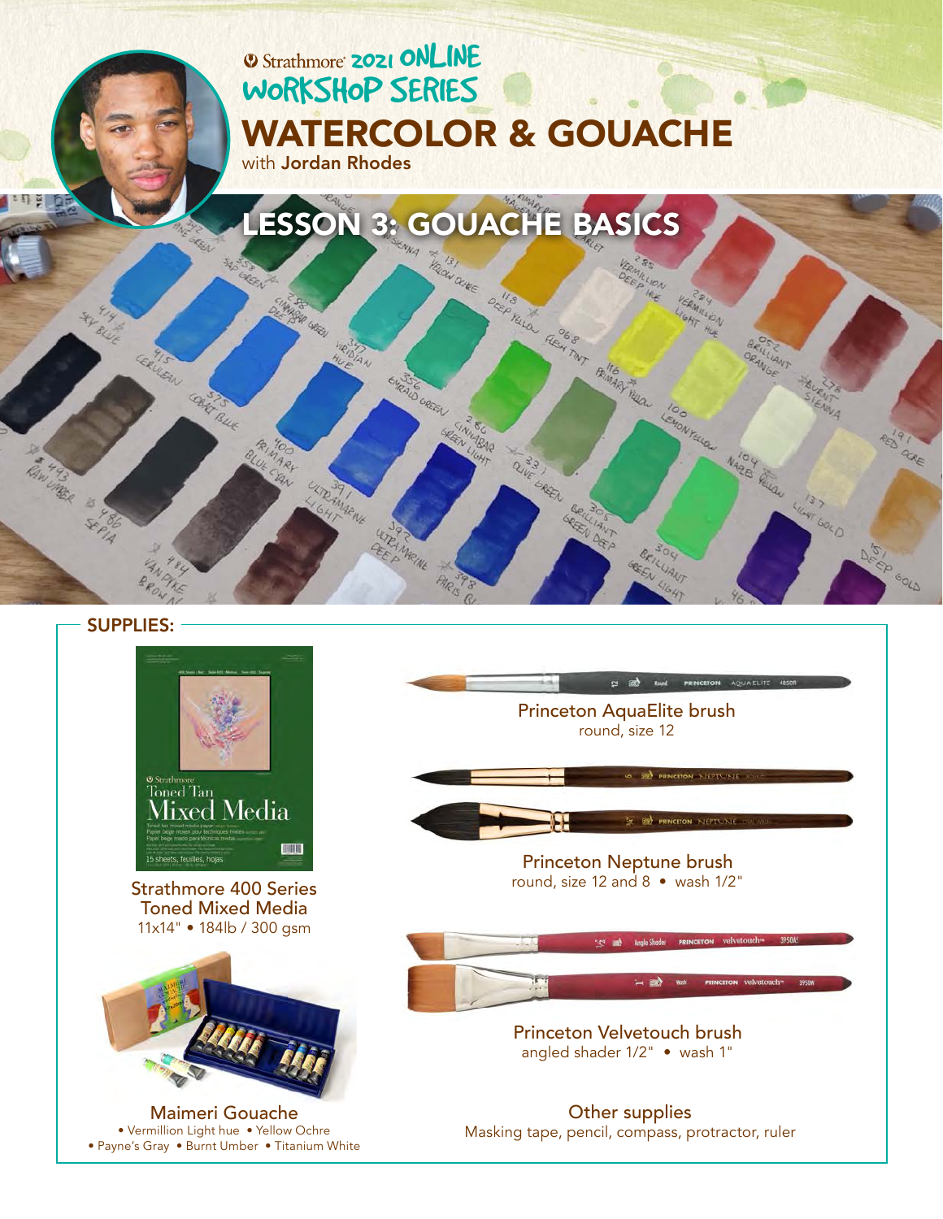Strathmore 2021 ONLINE WORKSHOP SERIES

# WATERCOLOR & GOUACHE

with **Jordan Rhodes**

## LESSON 3: GOUACHE BASICS

### SUPPLIES:

**Strathmore 400 Series Toned Mixed Media**
11x14" • 184lb / 300 gsm

**Maimeri Gouache**
• Vermillion Light hue • Yellow Ochre • Payne's Gray • Burnt Umber • Titanium White

**Princeton AquaElite brush**
round, size 12

**Princeton Neptune brush**
round, size 12 and 8 • wash 1/2"

**Princeton Velvetouch brush**
angled shader 1/2" • wash 1"

**Other supplies**
Masking tape, pencil, compass, protractor, ruler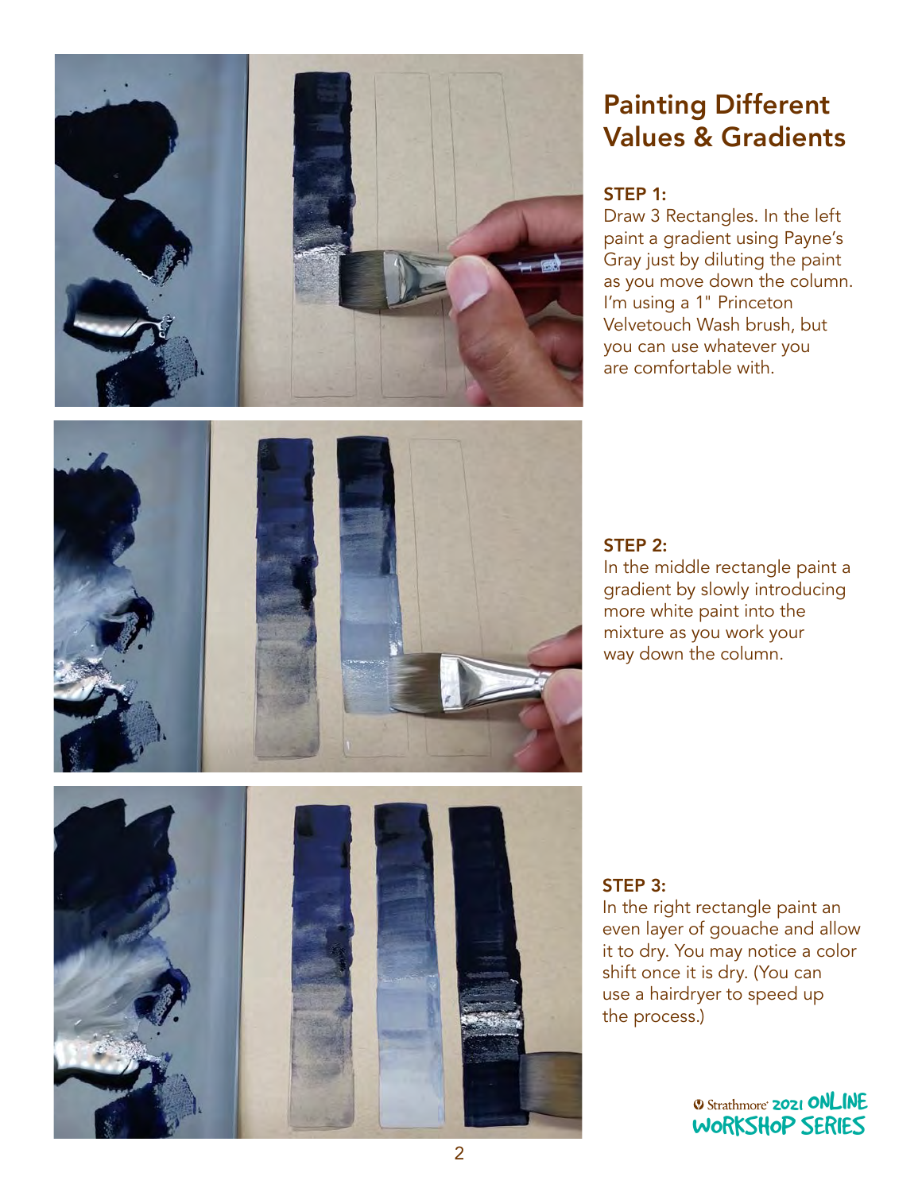## Painting Different Values & Gradients

**STEP 1:**
Draw 3 Rectangles. In the left paint a gradient using Payne's Gray just by diluting the paint as you move down the column. I'm using a 1" Princeton Velvetouch Wash brush, but you can use whatever you are comfortable with.

**STEP 2:**
In the middle rectangle paint a gradient by slowly introducing more white paint into the mixture as you work your way down the column.

**STEP 3:**
In the right rectangle paint an even layer of gouache and allow it to dry. You may notice a color shift once it is dry. (You can use a hairdryer to speed up the process.)

Strathmore 2021 ONLINE WORKSHOP SERIES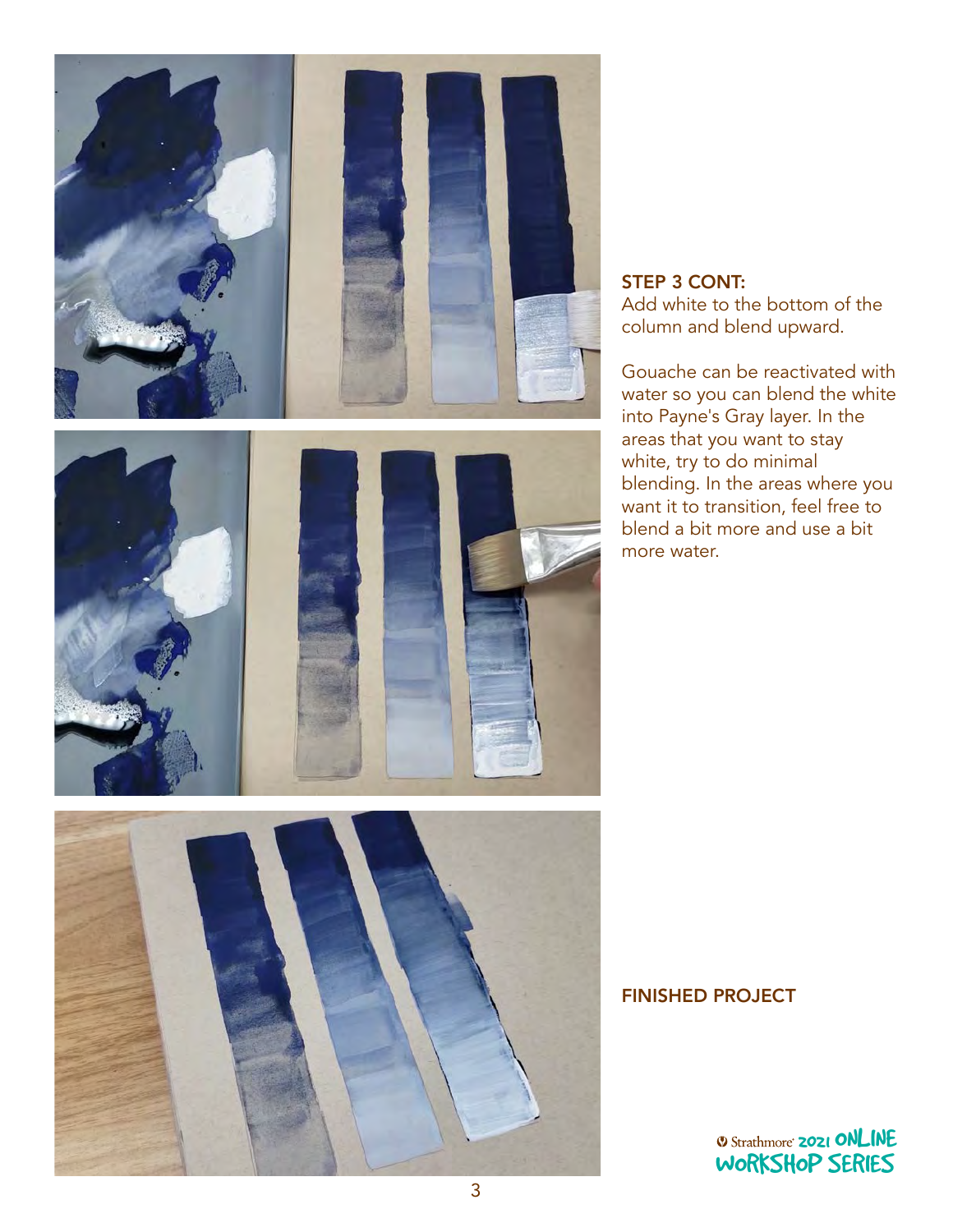**STEP 3 CONT:**
Add white to the bottom of the column and blend upward.

Gouache can be reactivated with water so you can blend the white into Payne's Gray layer. In the areas that you want to stay white, try to do minimal blending. In the areas where you want it to transition, feel free to blend a bit more and use a bit more water.

**FINISHED PROJECT**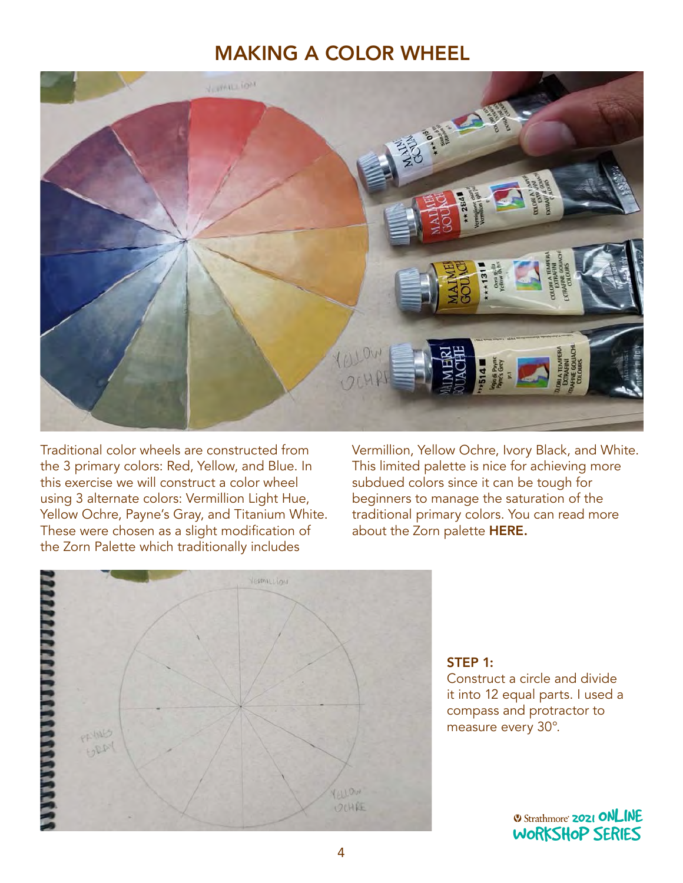# MAKING A COLOR WHEEL

Traditional color wheels are constructed from the 3 primary colors: Red, Yellow, and Blue. In this exercise we will construct a color wheel using 3 alternate colors: Vermillion Light Hue, Yellow Ochre, Payne's Gray, and Titanium White. These were chosen as a slight modification of the Zorn Palette which traditionally includes Vermillion, Yellow Ochre, Ivory Black, and White. This limited palette is nice for achieving more subdued colors since it can be tough for beginners to manage the saturation of the traditional primary colors. You can read more about the Zorn palette **HERE.**

### STEP 1:

Construct a circle and divide it into 12 equal parts. I used a compass and protractor to measure every 30°.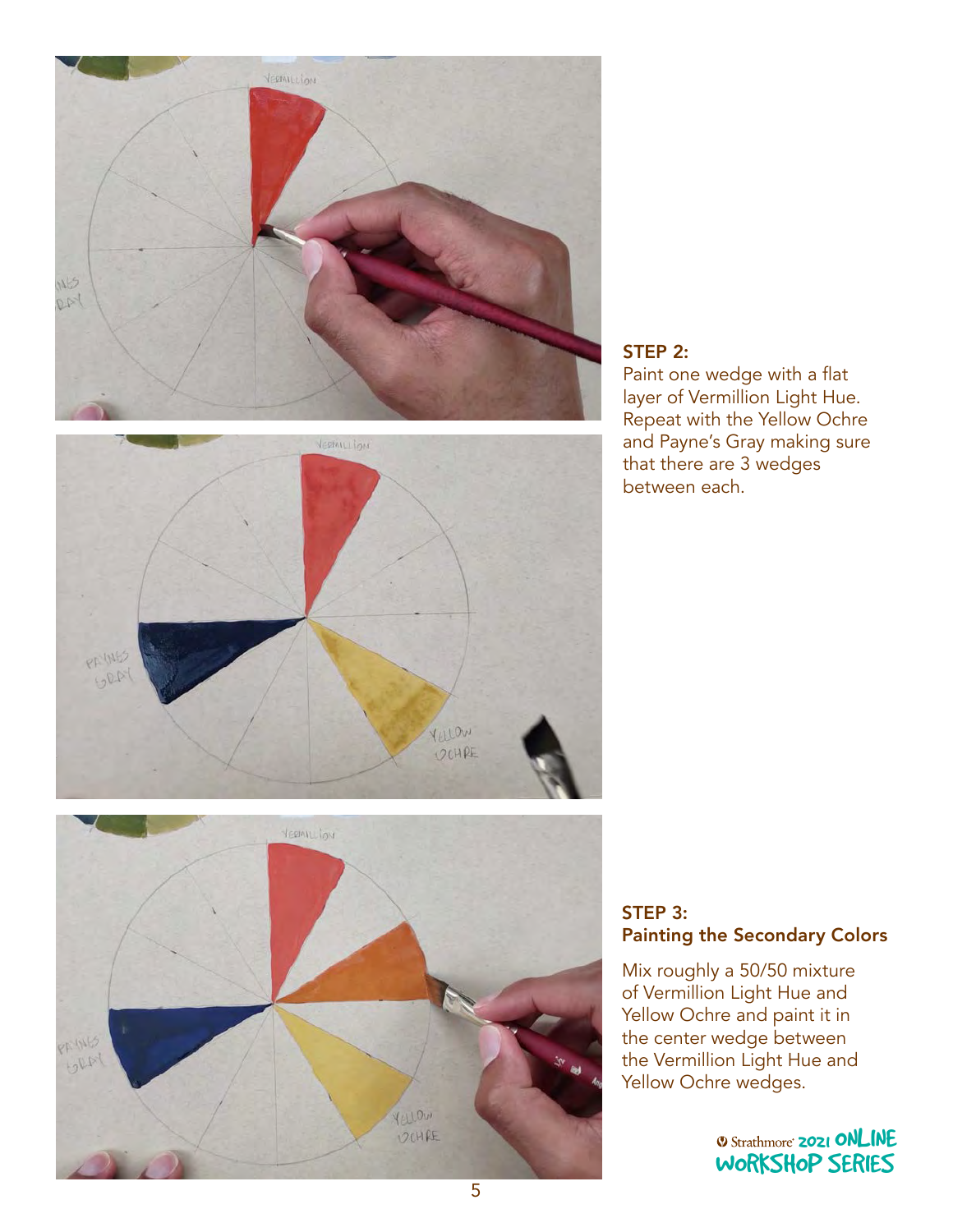**STEP 2:**
Paint one wedge with a flat layer of Vermillion Light Hue. Repeat with the Yellow Ochre and Payne's Gray making sure that there are 3 wedges between each.

**STEP 3:**
**Painting the Secondary Colors**

Mix roughly a 50/50 mixture of Vermillion Light Hue and Yellow Ochre and paint it in the center wedge between the Vermillion Light Hue and Yellow Ochre wedges.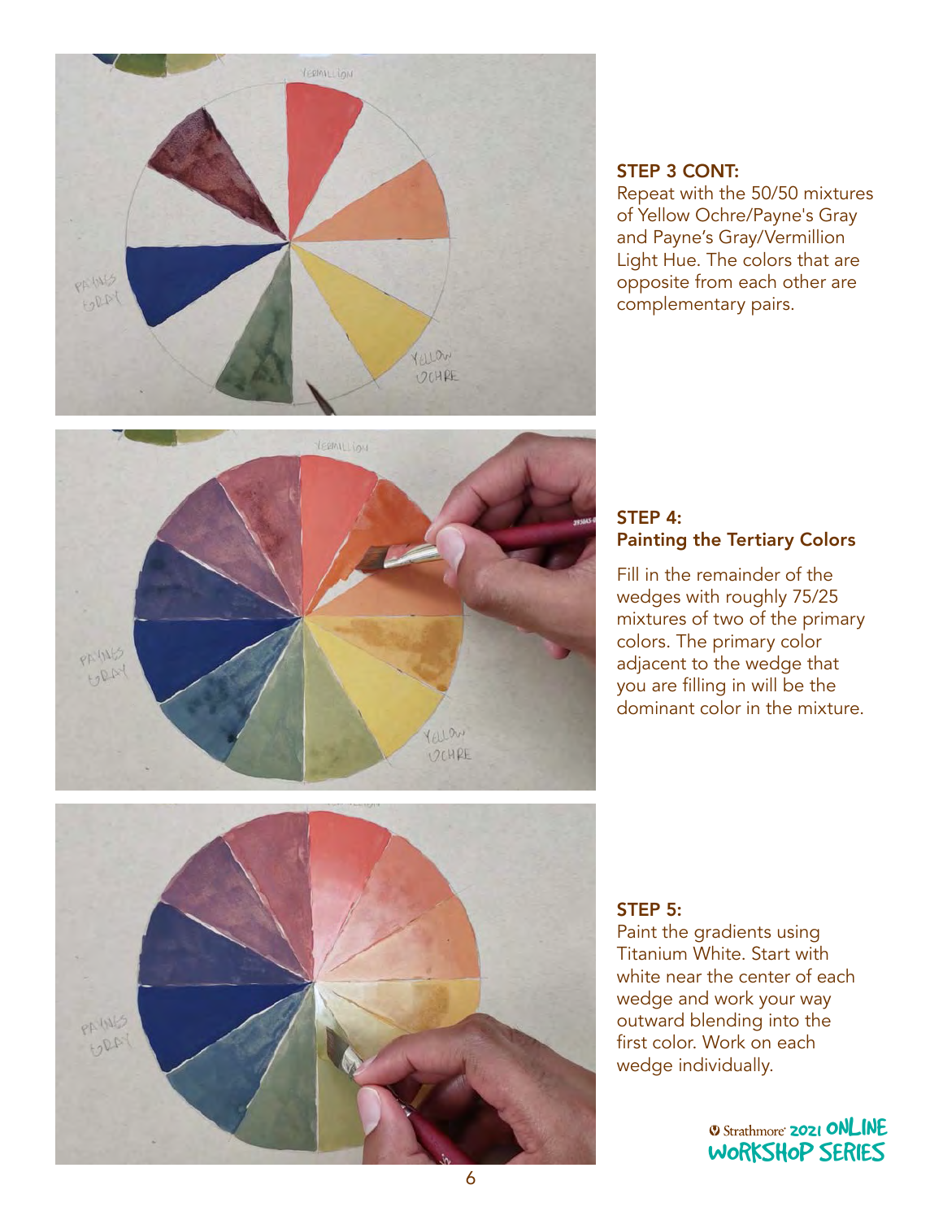**STEP 3 CONT:**
Repeat with the 50/50 mixtures of Yellow Ochre/Payne's Gray and Payne's Gray/Vermillion Light Hue. The colors that are opposite from each other are complementary pairs.

**STEP 4:**
**Painting the Tertiary Colors**

Fill in the remainder of the wedges with roughly 75/25 mixtures of two of the primary colors. The primary color adjacent to the wedge that you are filling in will be the dominant color in the mixture.

**STEP 5:**
Paint the gradients using Titanium White. Start with white near the center of each wedge and work your way outward blending into the first color. Work on each wedge individually.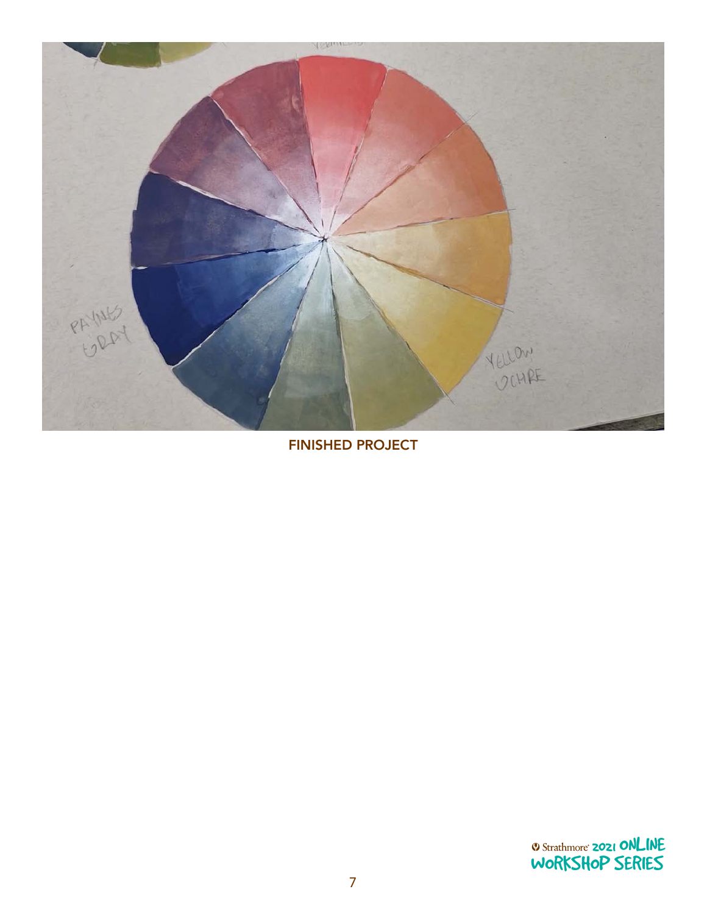FINISHED PROJECT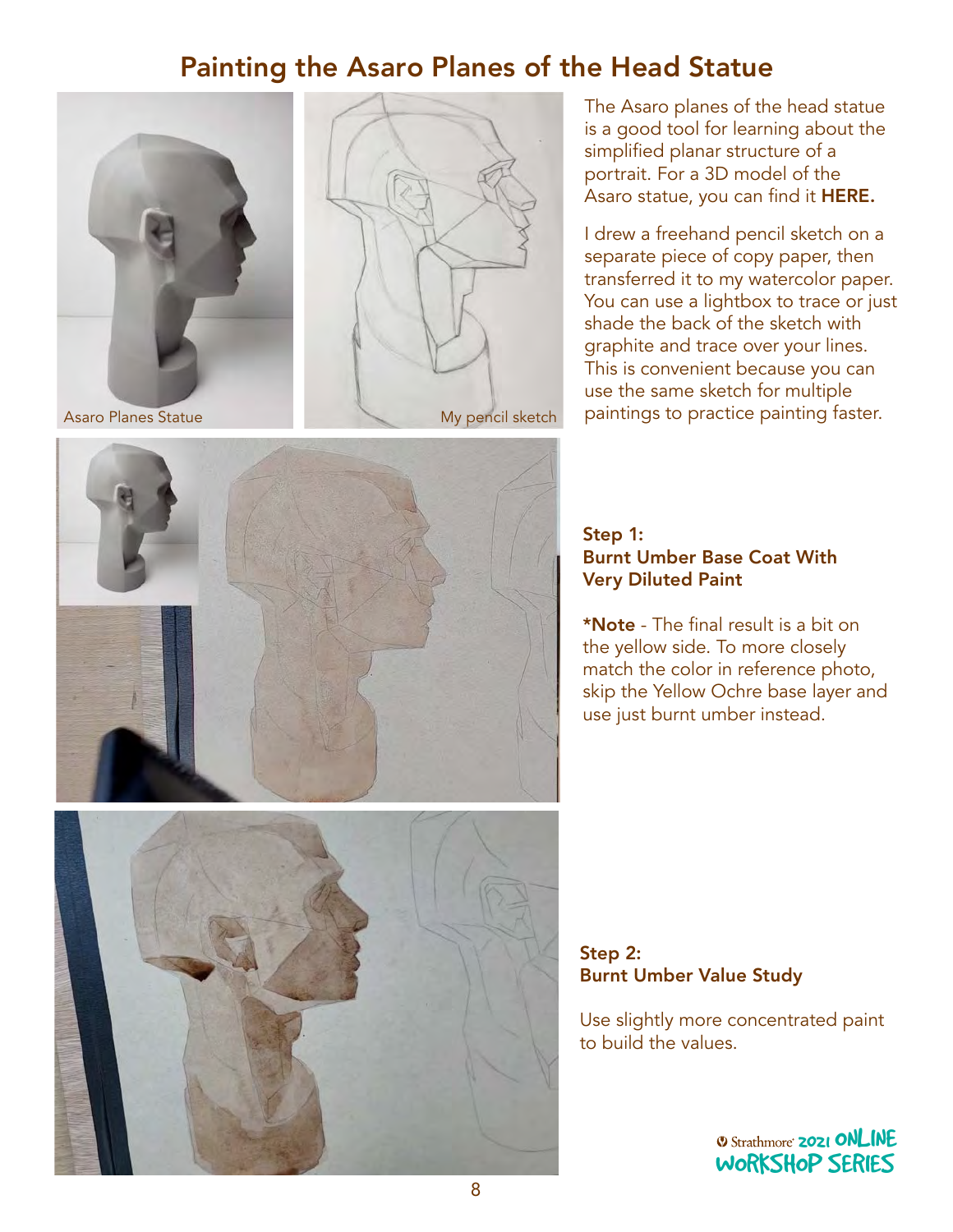## Painting the Asaro Planes of the Head Statue

Asaro Planes Statue

My pencil sketch

The Asaro planes of the head statue is a good tool for learning about the simplified planar structure of a portrait. For a 3D model of the Asaro statue, you can find it **HERE.**

I drew a freehand pencil sketch on a separate piece of copy paper, then transferred it to my watercolor paper. You can use a lightbox to trace or just shade the back of the sketch with graphite and trace over your lines. This is convenient because you can use the same sketch for multiple paintings to practice painting faster.

### Step 1: Burnt Umber Base Coat With Very Diluted Paint

***Note** - The final result is a bit on the yellow side. To more closely match the color in reference photo, skip the Yellow Ochre base layer and use just burnt umber instead.

### Step 2: Burnt Umber Value Study

Use slightly more concentrated paint to build the values.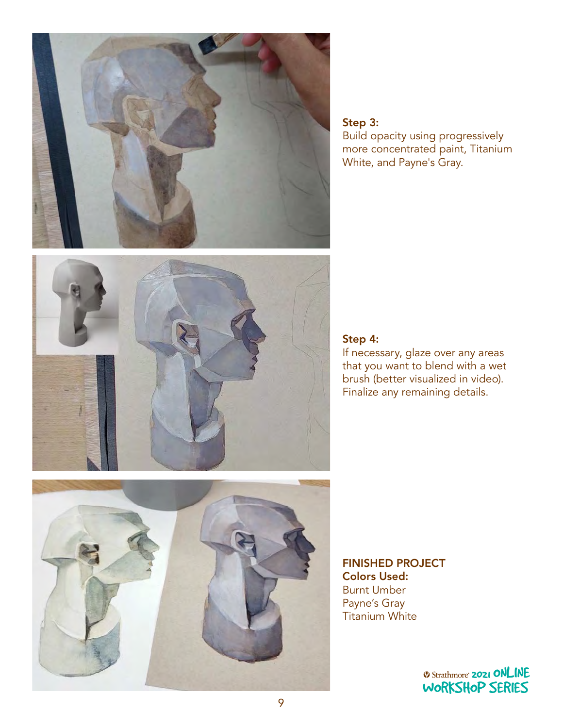**Step 3:**
Build opacity using progressively more concentrated paint, Titanium White, and Payne's Gray.

**Step 4:**
If necessary, glaze over any areas that you want to blend with a wet brush (better visualized in video). Finalize any remaining details.

**FINISHED PROJECT**
**Colors Used:**
Burnt Umber
Payne's Gray
Titanium White

Strathmore 2021 ONLINE WORKSHOP SERIES